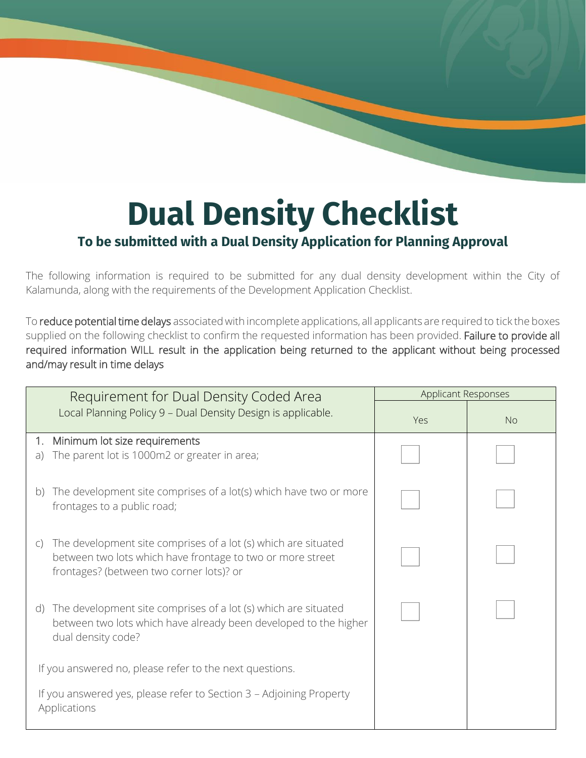# Dual Density Checklist

## To be submitted with a Dual Density Application for Planning Approval

The following information is required to be submitted for any dual density development within the City of Kalamunda, along with the requirements of the Development Application Checklist.

To reduce potential time delays associated with incomplete applications, all applicants are required to tick the boxes supplied on the following checklist to confirm the requested information has been provided. Failure to provide all required information WILL result in the application being returned to the applicant without being processed and/may result in time delays

| Requirement for Dual Density Coded Area<br>Local Planning Policy 9 – Dual Density Design is applicable. | Applicant Responses | |
|---|---|---|
| | Yes | No |
| 1. Minimum lot size requirements<br>a) The parent lot is 1000m2 or greater in area; | ☐ | ☐ |
| b) The development site comprises of a lot(s) which have two or more frontages to a public road; | ☐ | ☐ |
| c) The development site comprises of a lot (s) which are situated between two lots which have frontage to two or more street frontages? (between two corner lots)? or | ☐ | ☐ |
| d) The development site comprises of a lot (s) which are situated between two lots which have already been developed to the higher dual density code? | ☐ | ☐ |
| If you answered no, please refer to the next questions.<br>If you answered yes, please refer to Section 3 – Adjoining Property Applications | | |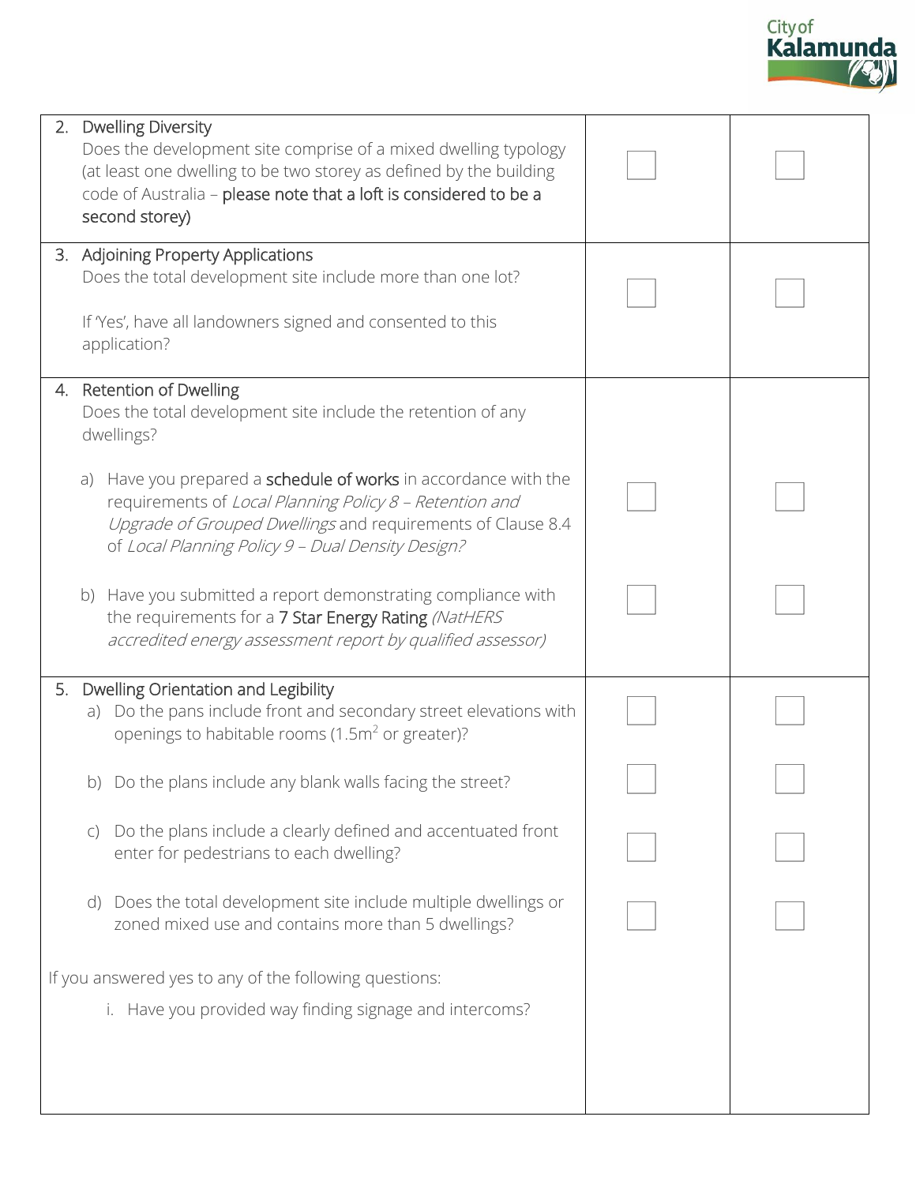| | | |
|---|---|---|
| 2. Dwelling Diversity<br>Does the development site comprise of a mixed dwelling typology (at least one dwelling to be two storey as defined by the building code of Australia – **please note that a loft is considered to be a second storey)** | ☐ | ☐ |
| 3. Adjoining Property Applications<br>Does the total development site include more than one lot?<br><br>If 'Yes', have all landowners signed and consented to this application? | ☐ | ☐ |
| 4. Retention of Dwelling<br>Does the total development site include the retention of any dwellings? | | |
| a) Have you prepared a **schedule of works** in accordance with the requirements of *Local Planning Policy 8 – Retention and Upgrade of Grouped Dwellings* and requirements of Clause 8.4 of *Local Planning Policy 9 – Dual Density Design?* | ☐ | ☐ |
| b) Have you submitted a report demonstrating compliance with the requirements for a **7 Star Energy Rating** *(NatHERS accredited energy assessment report by qualified assessor)* | ☐ | ☐ |
| 5. Dwelling Orientation and Legibility<br>a) Do the pans include front and secondary street elevations with openings to habitable rooms (1.5m$^2$ or greater)? | ☐ | ☐ |
| b) Do the plans include any blank walls facing the street? | ☐ | ☐ |
| c) Do the plans include a clearly defined and accentuated front enter for pedestrians to each dwelling? | ☐ | ☐ |
| d) Does the total development site include multiple dwellings or zoned mixed use and contains more than 5 dwellings? | ☐ | ☐ |
| If you answered yes to any of the following questions:<br>i. Have you provided way finding signage and intercoms? | | |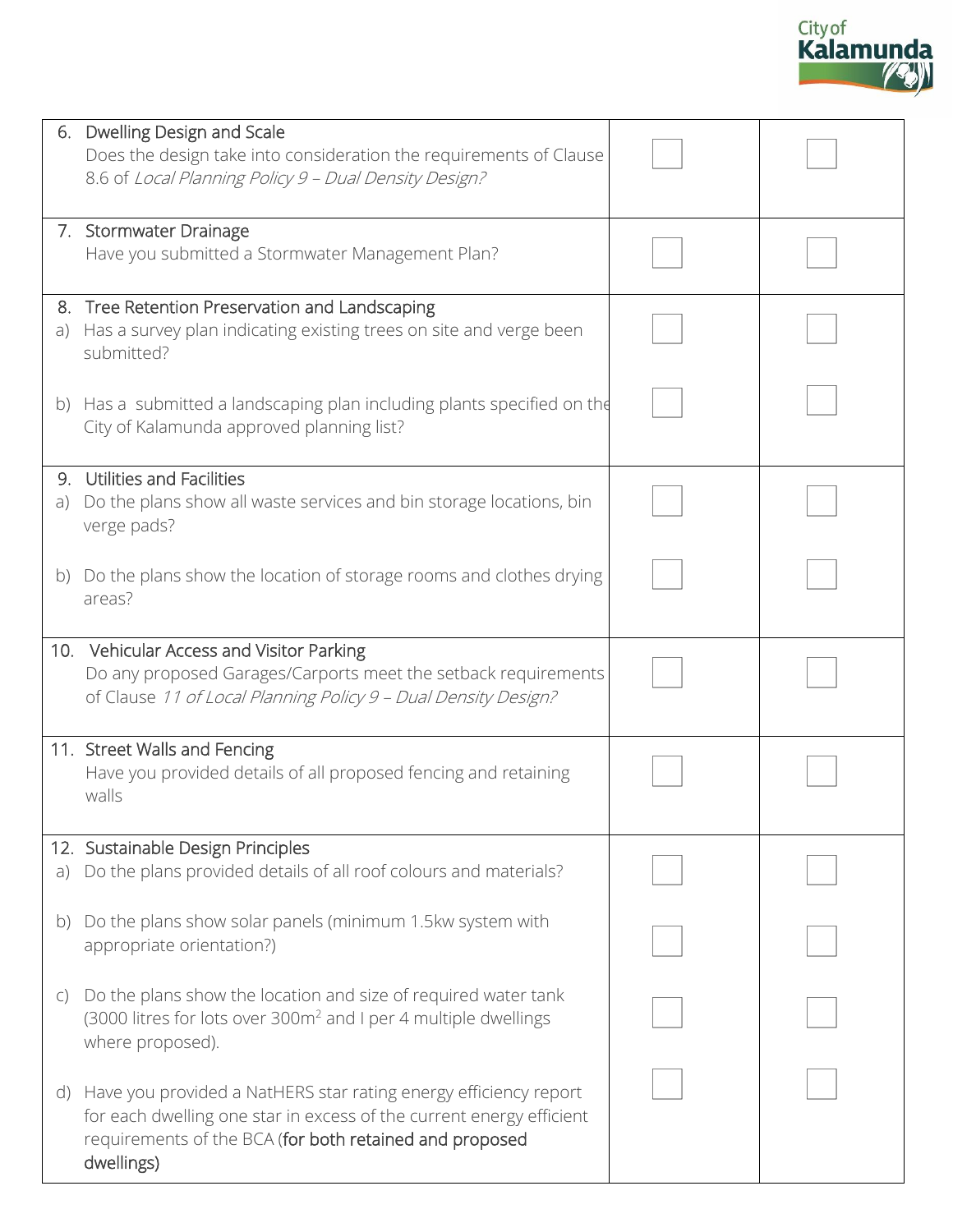| | | |
|---|---|---|
| 6. Dwelling Design and Scale<br>Does the design take into consideration the requirements of Clause 8.6 of *Local Planning Policy 9 – Dual Density Design?* | ☐ | ☐ |
| 7. Stormwater Drainage<br>Have you submitted a Stormwater Management Plan? | ☐ | ☐ |
| 8. Tree Retention Preservation and Landscaping<br>a) Has a survey plan indicating existing trees on site and verge been submitted? | ☐ | ☐ |
| b) Has a submitted a landscaping plan including plants specified on the City of Kalamunda approved planning list? | ☐ | ☐ |
| 9. Utilities and Facilities<br>a) Do the plans show all waste services and bin storage locations, bin verge pads? | ☐ | ☐ |
| b) Do the plans show the location of storage rooms and clothes drying areas? | ☐ | ☐ |
| 10. Vehicular Access and Visitor Parking<br>Do any proposed Garages/Carports meet the setback requirements of Clause *11 of Local Planning Policy 9 – Dual Density Design?* | ☐ | ☐ |
| 11. Street Walls and Fencing<br>Have you provided details of all proposed fencing and retaining walls | ☐ | ☐ |
| 12. Sustainable Design Principles<br>a) Do the plans provided details of all roof colours and materials? | ☐ | ☐ |
| b) Do the plans show solar panels (minimum 1.5kw system with appropriate orientation?) | ☐ | ☐ |
| c) Do the plans show the location and size of required water tank (3000 litres for lots over 300m$^2$ and I per 4 multiple dwellings where proposed). | ☐ | ☐ |
| d) Have you provided a NatHERS star rating energy efficiency report for each dwelling one star in excess of the current energy efficient requirements of the BCA (**for both retained and proposed dwellings)** | ☐ | ☐ |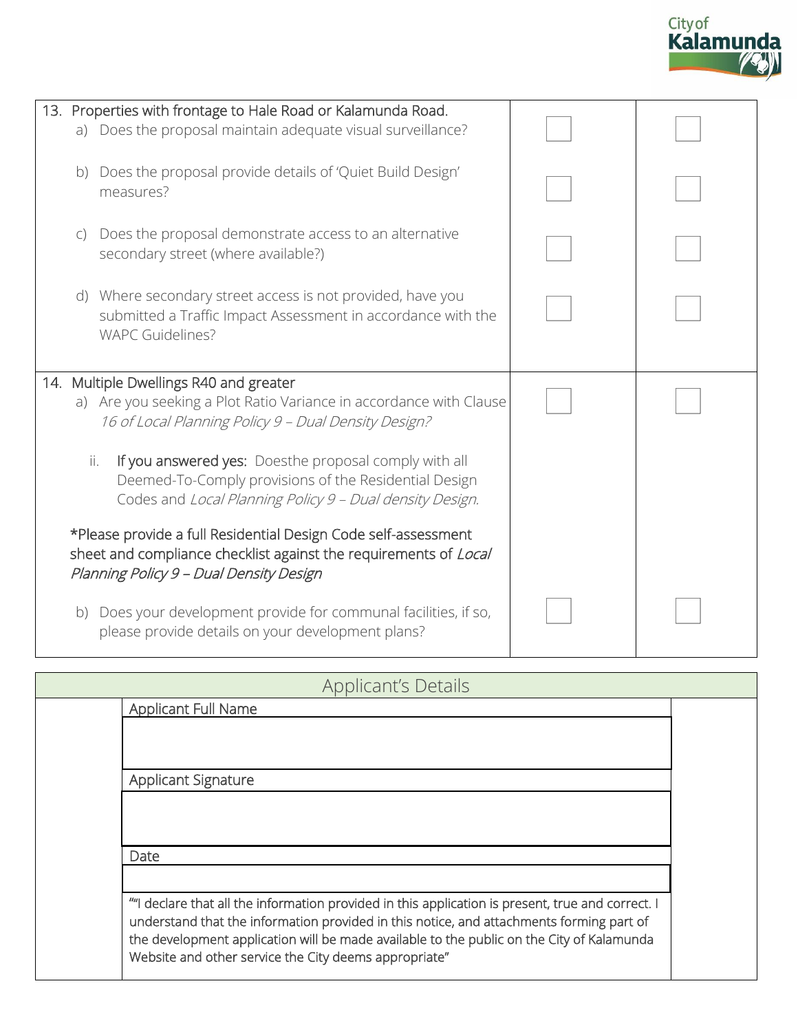| | | |
|---|---|---|
| 13. Properties with frontage to Hale Road or Kalamunda Road.<br>a) Does the proposal maintain adequate visual surveillance? | ☐ | ☐ |
| b) Does the proposal provide details of 'Quiet Build Design' measures? | ☐ | ☐ |
| c) Does the proposal demonstrate access to an alternative secondary street (where available?) | ☐ | ☐ |
| d) Where secondary street access is not provided, have you submitted a Traffic Impact Assessment in accordance with the WAPC Guidelines? | ☐ | ☐ |
| 14. Multiple Dwellings R40 and greater<br>a) Are you seeking a Plot Ratio Variance in accordance with Clause *16 of Local Planning Policy 9 – Dual Density Design?* | ☐ | ☐ |
| ii. If you answered yes: Doesthe proposal comply with all Deemed-To-Comply provisions of the Residential Design Codes and *Local Planning Policy 9 – Dual density Design.*<br><br>*Please provide a full Residential Design Code self-assessment sheet and compliance checklist against the requirements of *Local Planning Policy 9 – Dual Density Design* | | |
| b) Does your development provide for communal facilities, if so, please provide details on your development plans? | ☐ | ☐ |

## Applicant's Details

Applicant Full Name

Applicant Signature

Date

""I declare that all the information provided in this application is present, true and correct. I understand that the information provided in this notice, and attachments forming part of the development application will be made available to the public on the City of Kalamunda Website and other service the City deems appropriate"